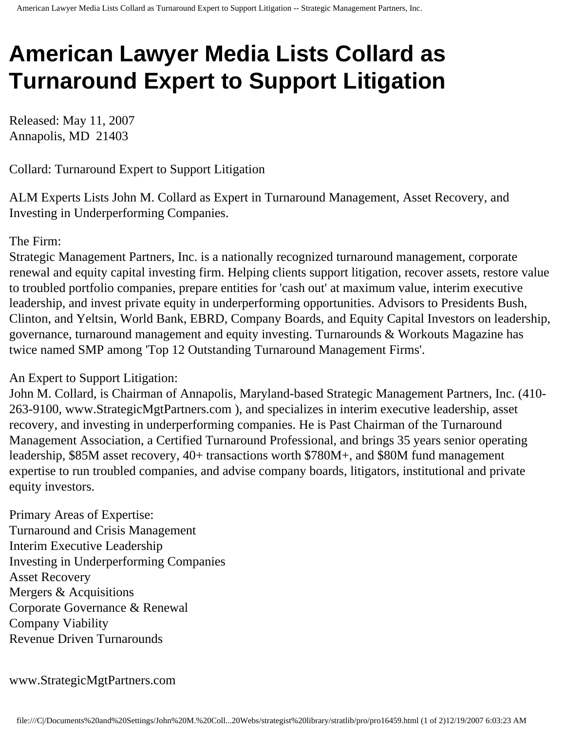# American Lawyer Media Lists Collard as Turnaround Expert to Support Litigation

Released: May 11, 2007
Annapolis, MD 21403

Collard: Turnaround Expert to Support Litigation

ALM Experts Lists John M. Collard as Expert in Turnaround Management, Asset Recovery, and Investing in Underperforming Companies.

The Firm:
Strategic Management Partners, Inc. is a nationally recognized turnaround management, corporate renewal and equity capital investing firm. Helping clients support litigation, recover assets, restore value to troubled portfolio companies, prepare entities for 'cash out' at maximum value, interim executive leadership, and invest private equity in underperforming opportunities. Advisors to Presidents Bush, Clinton, and Yeltsin, World Bank, EBRD, Company Boards, and Equity Capital Investors on leadership, governance, turnaround management and equity investing. Turnarounds & Workouts Magazine has twice named SMP among 'Top 12 Outstanding Turnaround Management Firms'.

An Expert to Support Litigation:
John M. Collard, is Chairman of Annapolis, Maryland-based Strategic Management Partners, Inc. (410-263-9100, www.StrategicMgtPartners.com ), and specializes in interim executive leadership, asset recovery, and investing in underperforming companies. He is Past Chairman of the Turnaround Management Association, a Certified Turnaround Professional, and brings 35 years senior operating leadership, $85M asset recovery, 40+ transactions worth $780M+, and $80M fund management expertise to run troubled companies, and advise company boards, litigators, institutional and private equity investors.

Primary Areas of Expertise:
Turnaround and Crisis Management
Interim Executive Leadership
Investing in Underperforming Companies
Asset Recovery
Mergers & Acquisitions
Corporate Governance & Renewal
Company Viability
Revenue Driven Turnarounds

www.StrategicMgtPartners.com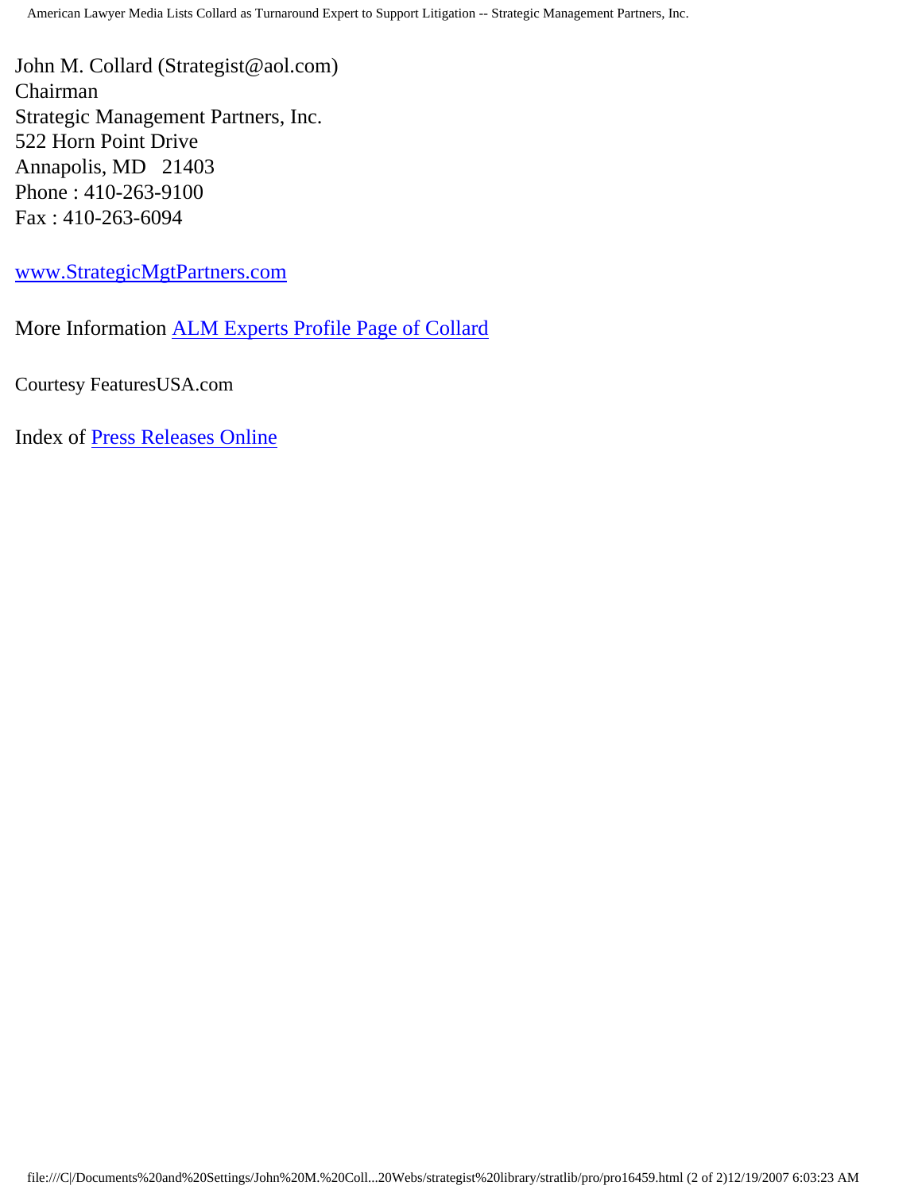John M. Collard (Strategist@aol.com)
Chairman
Strategic Management Partners, Inc.
522 Horn Point Drive
Annapolis, MD 21403
Phone : 410-263-9100
Fax : 410-263-6094

www.StrategicMgtPartners.com

More Information ALM Experts Profile Page of Collard

Courtesy FeaturesUSA.com

Index of Press Releases Online